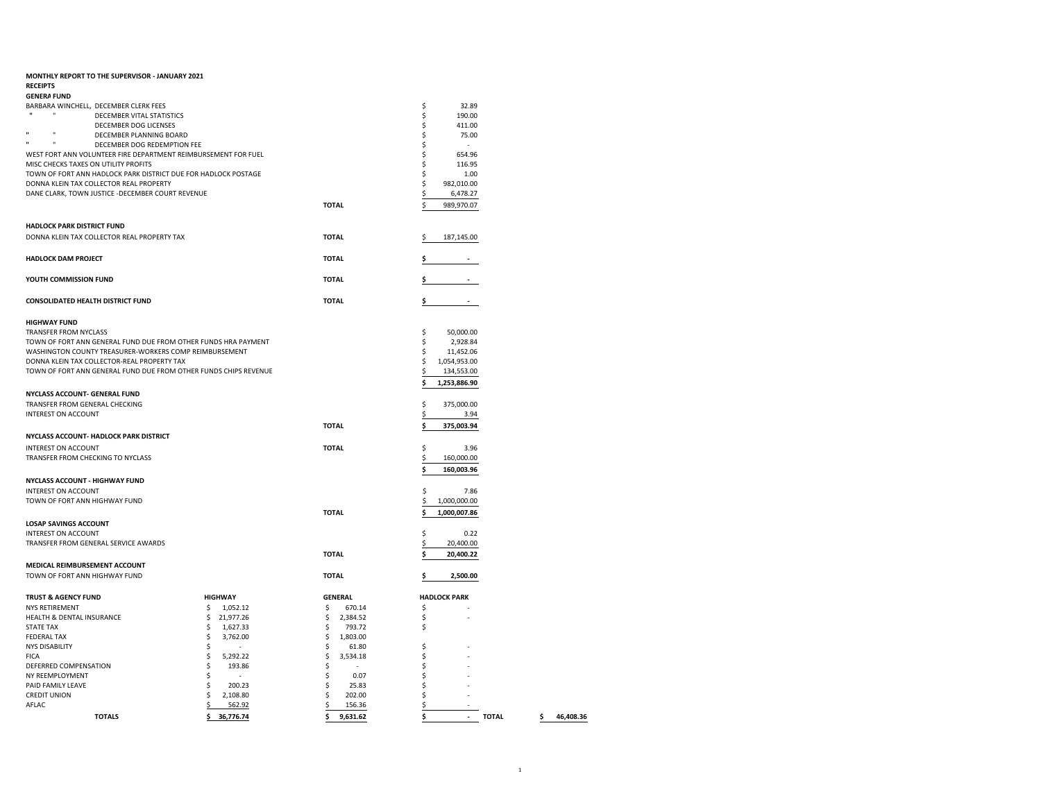**MONTHLY REPORT TO THE SUPERVISOR - JANUARY 2021**

**RECEIPTS**

**GENERA FUND**

| | | |
|---|---|---|
| BARBARA WINCHELL, DECEMBER CLERK FEES | | $ 32.89 |
| " " DECEMBER VITAL STATISTICS | | $ 190.00 |
| DECEMBER DOG LICENSES | | $ 411.00 |
| " " DECEMBER PLANNING BOARD | | $ 75.00 |
| " " DECEMBER DOG REDEMPTION FEE | | $ - |
| WEST FORT ANN VOLUNTEER FIRE DEPARTMENT REIMBURSEMENT FOR FUEL | | $ 654.96 |
| MISC CHECKS TAXES ON UTILITY PROFITS | | $ 116.95 |
| TOWN OF FORT ANN HADLOCK PARK DISTRICT DUE FOR HADLOCK POSTAGE | | $ 1.00 |
| DONNA KLEIN TAX COLLECTOR REAL PROPERTY | | $ 982,010.00 |
| DANE CLARK, TOWN JUSTICE -DECEMBER COURT REVENUE | | $ 6,478.27 |
| | **TOTAL** | $ 989,970.07 |

**HADLOCK PARK DISTRICT FUND**

| | | |
|---|---|---|
| DONNA KLEIN TAX COLLECTOR REAL PROPERTY TAX | **TOTAL** | $ 187,145.00 |

| | | |
|---|---|---|
| **HADLOCK DAM PROJECT** | **TOTAL** | **$ -** |
| **YOUTH COMMISSION FUND** | **TOTAL** | **$ -** |
| **CONSOLIDATED HEALTH DISTRICT FUND** | **TOTAL** | **$ -** |

**HIGHWAY FUND**

| | | |
|---|---|---|
| TRANSFER FROM NYCLASS | | $ 50,000.00 |
| TOWN OF FORT ANN GENERAL FUND DUE FROM OTHER FUNDS HRA PAYMENT | | $ 2,928.84 |
| WASHINGTON COUNTY TREASURER-WORKERS COMP REIMBURSEMENT | | $ 11,452.06 |
| DONNA KLEIN TAX COLLECTOR-REAL PROPERTY TAX | | $ 1,054,953.00 |
| TOWN OF FORT ANN GENERAL FUND DUE FROM OTHER FUNDS CHIPS REVENUE | | $ 134,553.00 |
| | | **$ 1,253,886.90** |

**NYCLASS ACCOUNT- GENERAL FUND**

| | | |
|---|---|---|
| TRANSFER FROM GENERAL CHECKING | | $ 375,000.00 |
| INTEREST ON ACCOUNT | | $ 3.94 |
| | **TOTAL** | **$ 375,003.94** |

**NYCLASS ACCOUNT- HADLOCK PARK DISTRICT**

| | | |
|---|---|---|
| INTEREST ON ACCOUNT | **TOTAL** | $ 3.96 |
| TRANSFER FROM CHECKING TO NYCLASS | | $ 160,000.00 |
| | | **$ 160,003.96** |

**NYCLASS ACCOUNT - HIGHWAY FUND**

| | | |
|---|---|---|
| INTEREST ON ACCOUNT | | $ 7.86 |
| TOWN OF FORT ANN HIGHWAY FUND | | $ 1,000,000.00 |
| | **TOTAL** | **$ 1,000,007.86** |

**LOSAP SAVINGS ACCOUNT**

| | | |
|---|---|---|
| INTEREST ON ACCOUNT | | $ 0.22 |
| TRANSFER FROM GENERAL SERVICE AWARDS | | $ 20,400.00 |
| | **TOTAL** | **$ 20,400.22** |

**MEDICAL REIMBURSEMENT ACCOUNT**

| | | |
|---|---|---|
| TOWN OF FORT ANN HIGHWAY FUND | **TOTAL** | **$ 2,500.00** |

| **TRUST & AGENCY FUND** | **HIGHWAY** | **GENERAL** | **HADLOCK PARK** | | |
|---|---|---|---|---|---|
| NYS RETIREMENT | $ 1,052.12 | $ 670.14 | $ - | | |
| HEALTH & DENTAL INSURANCE | $ 21,977.26 | $ 2,384.52 | $ - | | |
| STATE TAX | $ 1,627.33 | $ 793.72 | $ | | |
| FEDERAL TAX | $ 3,762.00 | $ 1,803.00 | | | |
| NYS DISABILITY | $ - | $ 61.80 | $ - | | |
| FICA | $ 5,292.22 | $ 3,534.18 | $ - | | |
| DEFERRED COMPENSATION | $ 193.86 | $ - | $ - | | |
| NY REEMPLOYMENT | $ - | $ 0.07 | $ - | | |
| PAID FAMILY LEAVE | $ 200.23 | $ 25.83 | $ - | | |
| CREDIT UNION | $ 2,108.80 | $ 202.00 | $ - | | |
| AFLAC | $ 562.92 | $ 156.36 | $ - | | |
| **TOTALS** | **$ 36,776.74** | **$ 9,631.62** | **$ -** | **TOTAL** | **$ 46,408.36** |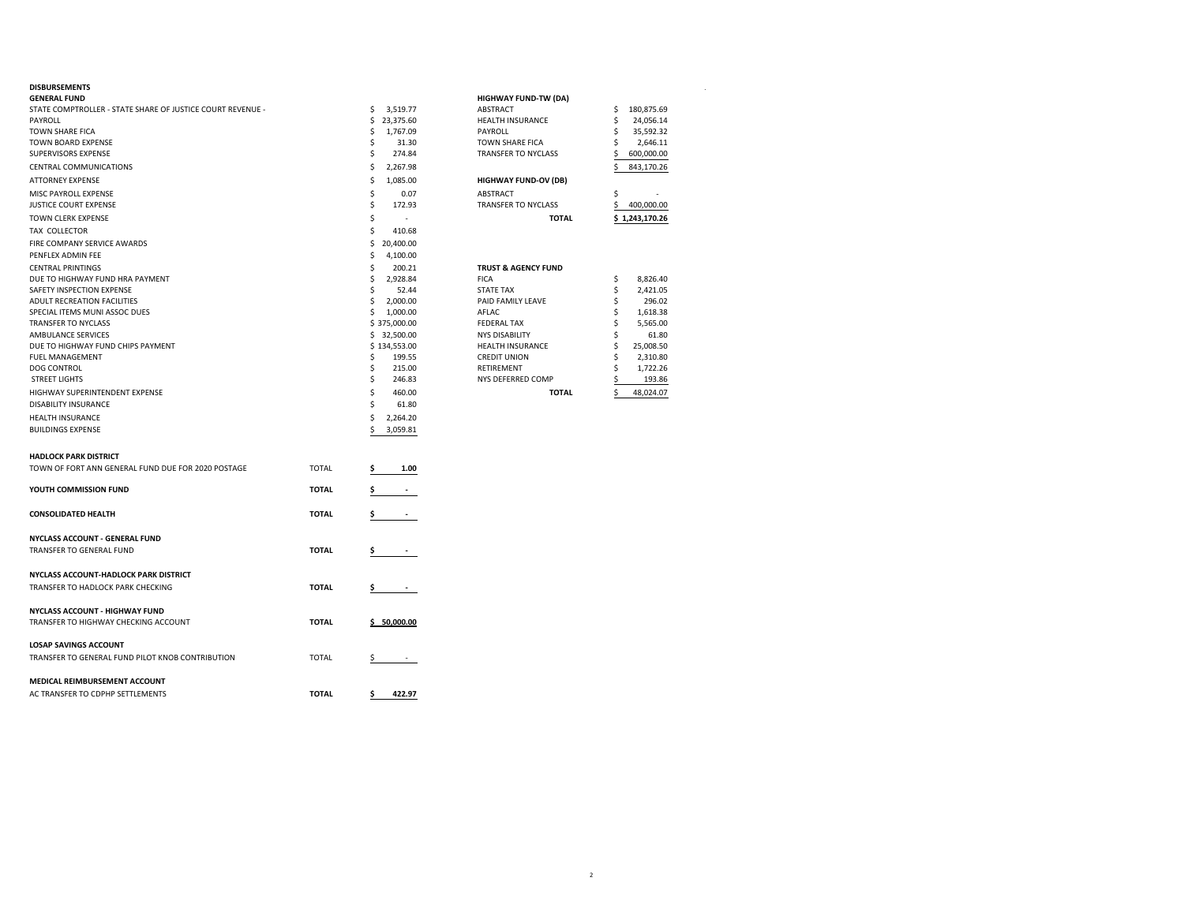**DISBURSEMENTS**

**GENERAL FUND**

| Item | Amount |
|---|---|
| STATE COMPTROLLER - STATE SHARE OF JUSTICE COURT REVENUE - | $ 3,519.77 |
| PAYROLL | $ 23,375.60 |
| TOWN SHARE FICA | $ 1,767.09 |
| TOWN BOARD EXPENSE | $ 31.30 |
| SUPERVISORS EXPENSE | $ 274.84 |
| CENTRAL COMMUNICATIONS | $ 2,267.98 |
| ATTORNEY EXPENSE | $ 1,085.00 |
| MISC PAYROLL EXPENSE | $ 0.07 |
| JUSTICE COURT EXPENSE | $ 172.93 |
| TOWN CLERK EXPENSE | $ - |
| TAX COLLECTOR | $ 410.68 |
| FIRE COMPANY SERVICE AWARDS | $ 20,400.00 |
| PENFLEX ADMIN FEE | $ 4,100.00 |
| CENTRAL PRINTINGS | $ 200.21 |
| DUE TO HIGHWAY FUND HRA PAYMENT | $ 2,928.84 |
| SAFETY INSPECTION EXPENSE | $ 52.44 |
| ADULT RECREATION FACILITIES | $ 2,000.00 |
| SPECIAL ITEMS MUNI ASSOC DUES | $ 1,000.00 |
| TRANSFER TO NYCLASS | $ 375,000.00 |
| AMBULANCE SERVICES | $ 32,500.00 |
| DUE TO HIGHWAY FUND CHIPS PAYMENT | $ 134,553.00 |
| FUEL MANAGEMENT | $ 199.55 |
| DOG CONTROL | $ 215.00 |
| STREET LIGHTS | $ 246.83 |
| HIGHWAY SUPERINTENDENT EXPENSE | $ 460.00 |
| DISABILITY INSURANCE | $ 61.80 |
| HEALTH INSURANCE | $ 2,264.20 |
| BUILDINGS EXPENSE | $ 3,059.81 |

**HADLOCK PARK DISTRICT**

| | | |
|---|---|---|
| TOWN OF FORT ANN GENERAL FUND DUE FOR 2020 POSTAGE | TOTAL | **$ 1.00** |

| | | |
|---|---|---|
| **YOUTH COMMISSION FUND** | **TOTAL** | **$ -** |
| **CONSOLIDATED HEALTH** | **TOTAL** | **$ -** |

**NYCLASS ACCOUNT - GENERAL FUND**

| | | |
|---|---|---|
| TRANSFER TO GENERAL FUND | **TOTAL** | **$ -** |

**NYCLASS ACCOUNT-HADLOCK PARK DISTRICT**

| | | |
|---|---|---|
| TRANSFER TO HADLOCK PARK CHECKING | **TOTAL** | **$ -** |

**NYCLASS ACCOUNT - HIGHWAY FUND**

| | | |
|---|---|---|
| TRANSFER TO HIGHWAY CHECKING ACCOUNT | **TOTAL** | **$ 50,000.00** |

**LOSAP SAVINGS ACCOUNT**

| | | |
|---|---|---|
| TRANSFER TO GENERAL FUND PILOT KNOB CONTRIBUTION | TOTAL | $ - |

**MEDICAL REIMBURSEMENT ACCOUNT**

| | | |
|---|---|---|
| AC TRANSFER TO CDPHP SETTLEMENTS | **TOTAL** | **$ 422.97** |

**HIGHWAY FUND-TW (DA)**

| Item | Amount |
|---|---|
| ABSTRACT | $ 180,875.69 |
| HEALTH INSURANCE | $ 24,056.14 |
| PAYROLL | $ 35,592.32 |
| TOWN SHARE FICA | $ 2,646.11 |
| TRANSFER TO NYCLASS | $ 600,000.00 |
| | $ 843,170.26 |

**HIGHWAY FUND-OV (DB)**

| Item | Amount |
|---|---|
| ABSTRACT | $ - |
| TRANSFER TO NYCLASS | $ 400,000.00 |
| **TOTAL** | **$ 1,243,170.26** |

**TRUST & AGENCY FUND**

| Item | Amount |
|---|---|
| FICA | $ 8,826.40 |
| STATE TAX | $ 2,421.05 |
| PAID FAMILY LEAVE | $ 296.02 |
| AFLAC | $ 1,618.38 |
| FEDERAL TAX | $ 5,565.00 |
| NYS DISABILITY | $ 61.80 |
| HEALTH INSURANCE | $ 25,008.50 |
| CREDIT UNION | $ 2,310.80 |
| RETIREMENT | $ 1,722.26 |
| NYS DEFERRED COMP | $ 193.86 |
| **TOTAL** | $ 48,024.07 |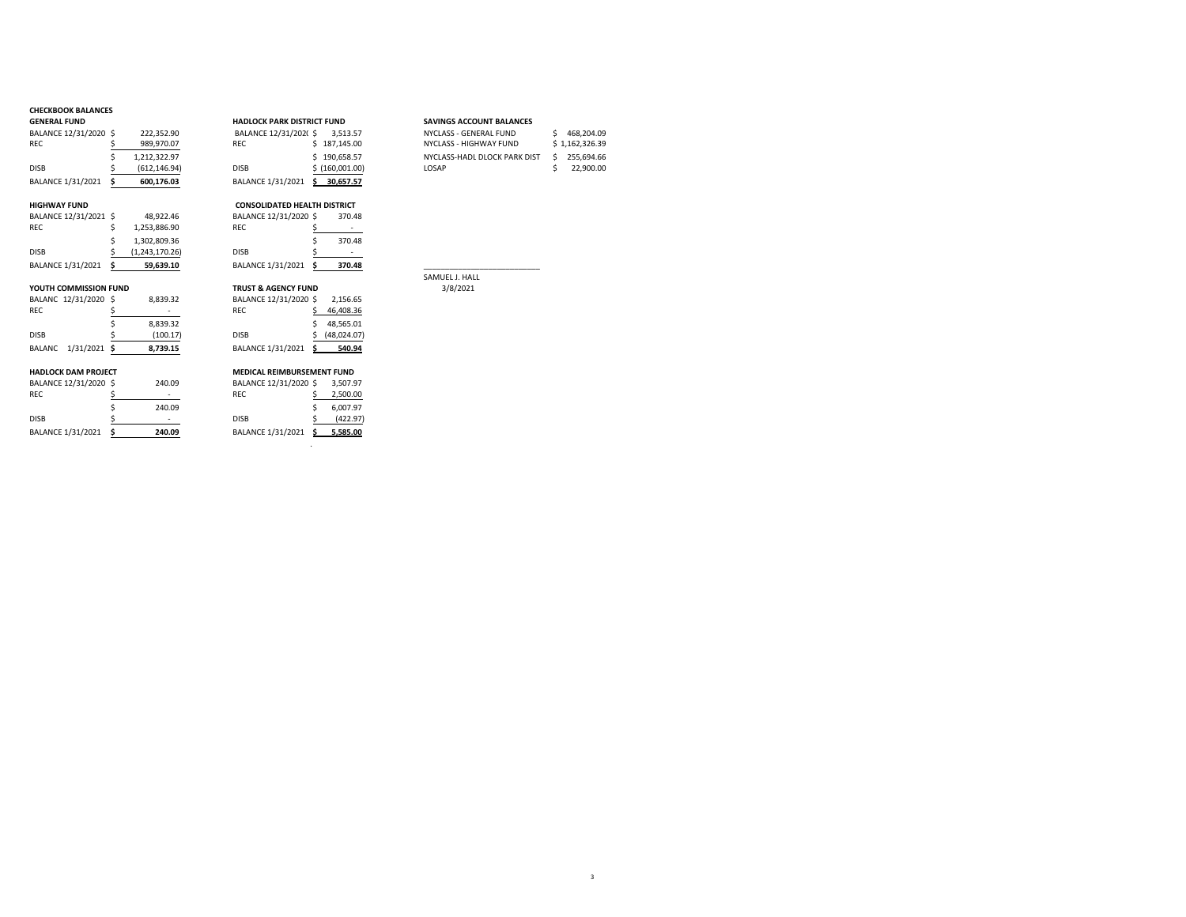## CHECKBOOK BALANCES

### GENERAL FUND

| | |
|---|---|
| BALANCE 12/31/2020 | $ 222,352.90 |
| REC | $ 989,970.07 |
| | $ 1,212,322.97 |
| DISB | $ (612,146.94) |
| BALANCE 1/31/2021 | **$ 600,176.03** |

### HIGHWAY FUND

| | |
|---|---|
| BALANCE 12/31/2021 | $ 48,922.46 |
| REC | $ 1,253,886.90 |
| | $ 1,302,809.36 |
| DISB | $ (1,243,170.26) |
| BALANCE 1/31/2021 | **$ 59,639.10** |

### YOUTH COMMISSION FUND

| | |
|---|---|
| BALANC 12/31/2020 | $ 8,839.32 |
| REC | $ - |
| | $ 8,839.32 |
| DISB | $ (100.17) |
| BALANC 1/31/2021 | **$ 8,739.15** |

### HADLOCK DAM PROJECT

| | |
|---|---|
| BALANCE 12/31/2020 | $ 240.09 |
| REC | $ - |
| | $ 240.09 |
| DISB | $ - |
| BALANCE 1/31/2021 | **$ 240.09** |

### HADLOCK PARK DISTRICT FUND

| | |
|---|---|
| BALANCE 12/31/202( | $ 3,513.57 |
| REC | $ 187,145.00 |
| | $ 190,658.57 |
| DISB | $ (160,001.00) |
| BALANCE 1/31/2021 | **$ 30,657.57** |

### CONSOLIDATED HEALTH DISTRICT

| | |
|---|---|
| BALANCE 12/31/2020 | $ 370.48 |
| REC | $ - |
| | $ 370.48 |
| DISB | $ - |
| BALANCE 1/31/2021 | **$ 370.48** |

### TRUST & AGENCY FUND

| | |
|---|---|
| BALANCE 12/31/2020 | $ 2,156.65 |
| REC | $ 46,408.36 |
| | $ 48,565.01 |
| DISB | $ (48,024.07) |
| BALANCE 1/31/2021 | **$ 540.94** |

### MEDICAL REIMBURSEMENT FUND

| | |
|---|---|
| BALANCE 12/31/2020 | $ 3,507.97 |
| REC | $ 2,500.00 |
| | $ 6,007.97 |
| DISB | $ (422.97) |
| BALANCE 1/31/2021 | **$ 5,585.00** |

### SAVINGS ACCOUNT BALANCES

| | |
|---|---|
| NYCLASS - GENERAL FUND | $ 468,204.09 |
| NYCLASS - HIGHWAY FUND | $ 1,162,326.39 |
| NYCLASS-HADL DLOCK PARK DIST | $ 255,694.66 |
| LOSAP | $ 22,900.00 |

SAMUEL J. HALL
3/8/2021